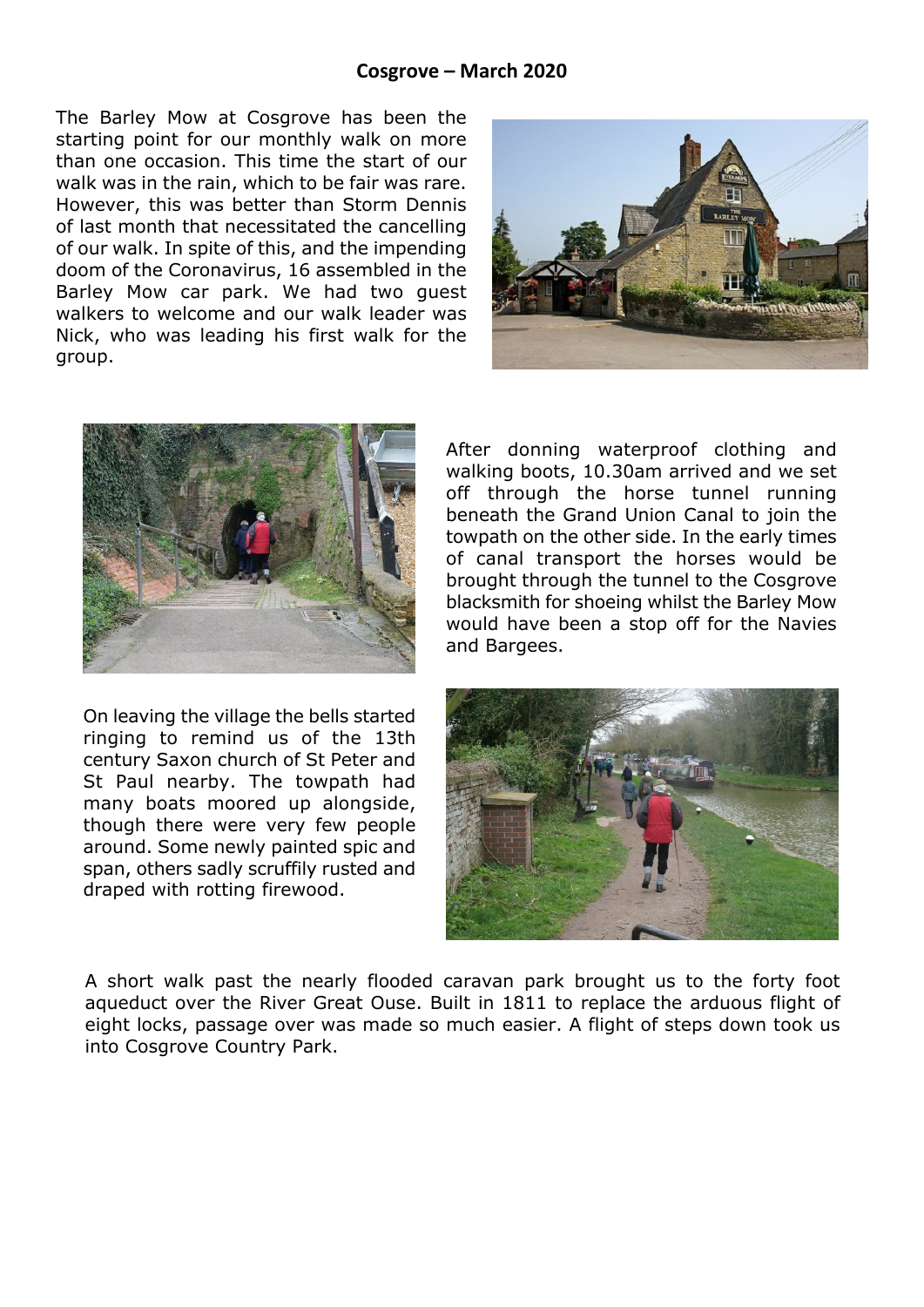## Cosgrove – March 2020

The Barley Mow at Cosgrove has been the starting point for our monthly walk on more than one occasion. This time the start of our walk was in the rain, which to be fair was rare. However, this was better than Storm Dennis of last month that necessitated the cancelling of our walk. In spite of this, and the impending doom of the Coronavirus, 16 assembled in the Barley Mow car park. We had two guest walkers to welcome and our walk leader was Nick, who was leading his first walk for the group.

After donning waterproof clothing and walking boots, 10.30am arrived and we set off through the horse tunnel running beneath the Grand Union Canal to join the towpath on the other side. In the early times of canal transport the horses would be brought through the tunnel to the Cosgrove blacksmith for shoeing whilst the Barley Mow would have been a stop off for the Navies and Bargees.

On leaving the village the bells started ringing to remind us of the 13th century Saxon church of St Peter and St Paul nearby. The towpath had many boats moored up alongside, though there were very few people around. Some newly painted spic and span, others sadly scruffily rusted and draped with rotting firewood.

A short walk past the nearly flooded caravan park brought us to the forty foot aqueduct over the River Great Ouse. Built in 1811 to replace the arduous flight of eight locks, passage over was made so much easier. A flight of steps down took us into Cosgrove Country Park.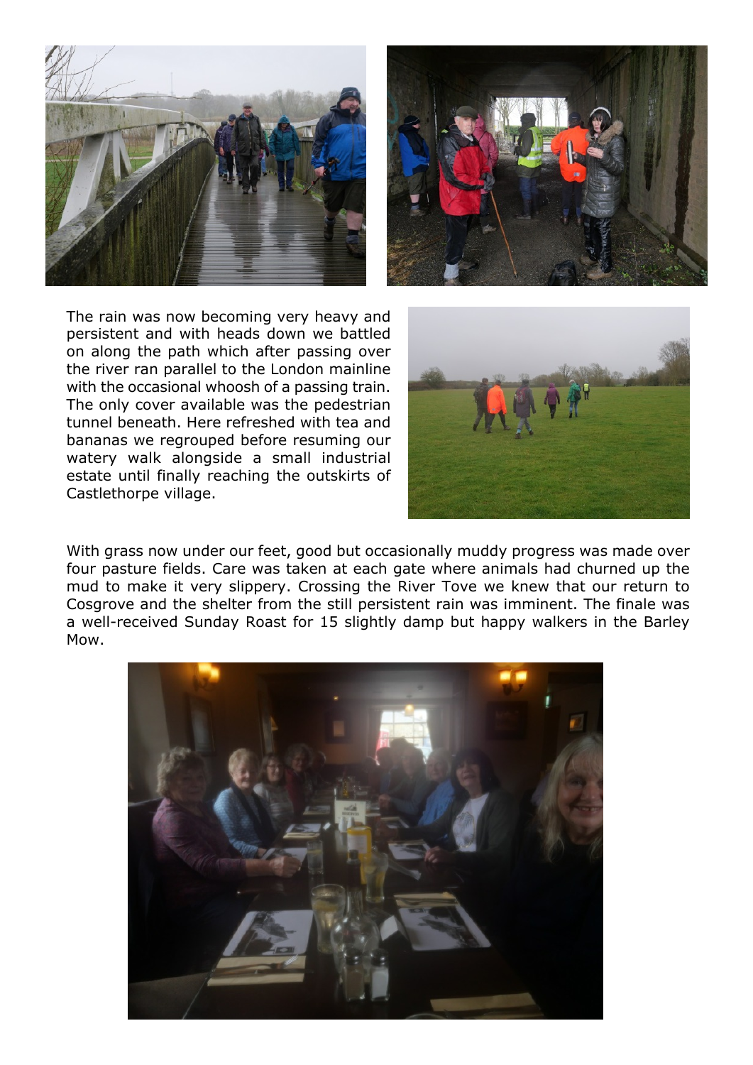The rain was now becoming very heavy and persistent and with heads down we battled on along the path which after passing over the river ran parallel to the London mainline with the occasional whoosh of a passing train. The only cover available was the pedestrian tunnel beneath. Here refreshed with tea and bananas we regrouped before resuming our watery walk alongside a small industrial estate until finally reaching the outskirts of Castlethorpe village.

With grass now under our feet, good but occasionally muddy progress was made over four pasture fields. Care was taken at each gate where animals had churned up the mud to make it very slippery. Crossing the River Tove we knew that our return to Cosgrove and the shelter from the still persistent rain was imminent. The finale was a well-received Sunday Roast for 15 slightly damp but happy walkers in the Barley Mow.